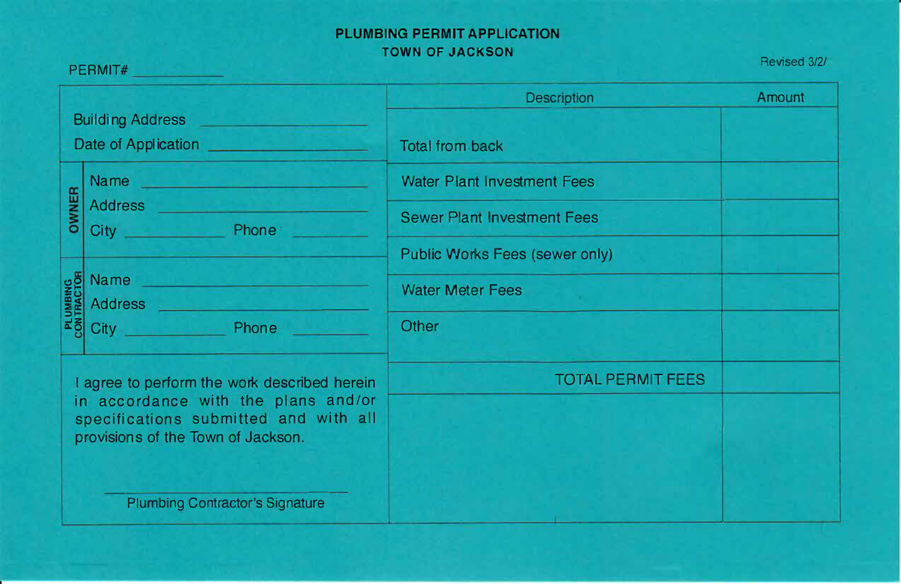## PLUMBING PERMIT APPLICATION
### TOWN OF JACKSON

PERMIT# ____________

Revised 3/2/

Building Address ____________________

Date of Application ____________________

**OWNER**

Name ____________________

Address ____________________

City ____________ Phone ____________

**PLUMBING CONTRACTOR**

Name ____________________

Address ____________________

City ____________ Phone ____________

I agree to perform the work described herein in accordance with the plans and/or specifications submitted and with all provisions of the Town of Jackson.

____________________________
Plumbing Contractor's Signature

| Description | Amount |
| --- | --- |
| Total from back | |
| Water Plant Investment Fees | |
| Sewer Plant Investment Fees | |
| Public Works Fees (sewer only) | |
| Water Meter Fees | |
| Other | |
| TOTAL PERMIT FEES | |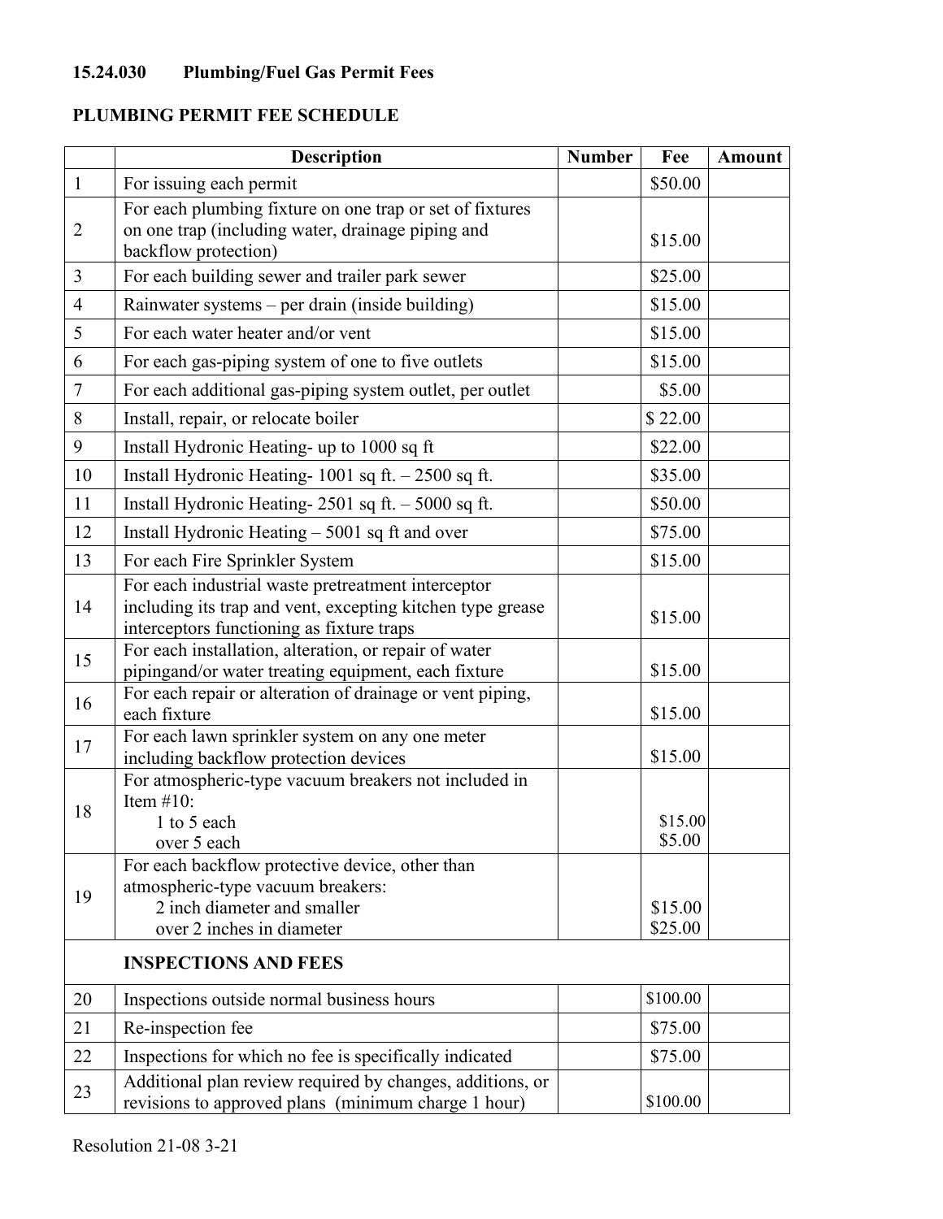**15.24.030 Plumbing/Fuel Gas Permit Fees**

**PLUMBING PERMIT FEE SCHEDULE**

| | Description | Number | Fee | Amount |
|---|---|---|---|---|
| 1 | For issuing each permit | | $50.00 | |
| 2 | For each plumbing fixture on one trap or set of fixtures on one trap (including water, drainage piping and backflow protection) | | $15.00 | |
| 3 | For each building sewer and trailer park sewer | | $25.00 | |
| 4 | Rainwater systems – per drain (inside building) | | $15.00 | |
| 5 | For each water heater and/or vent | | $15.00 | |
| 6 | For each gas-piping system of one to five outlets | | $15.00 | |
| 7 | For each additional gas-piping system outlet, per outlet | | $5.00 | |
| 8 | Install, repair, or relocate boiler | | $ 22.00 | |
| 9 | Install Hydronic Heating- up to 1000 sq ft | | $22.00 | |
| 10 | Install Hydronic Heating- 1001 sq ft. – 2500 sq ft. | | $35.00 | |
| 11 | Install Hydronic Heating- 2501 sq ft. – 5000 sq ft. | | $50.00 | |
| 12 | Install Hydronic Heating – 5001 sq ft and over | | $75.00 | |
| 13 | For each Fire Sprinkler System | | $15.00 | |
| 14 | For each industrial waste pretreatment interceptor including its trap and vent, excepting kitchen type grease interceptors functioning as fixture traps | | $15.00 | |
| 15 | For each installation, alteration, or repair of water pipingand/or water treating equipment, each fixture | | $15.00 | |
| 16 | For each repair or alteration of drainage or vent piping, each fixture | | $15.00 | |
| 17 | For each lawn sprinkler system on any one meter including backflow protection devices | | $15.00 | |
| 18 | For atmospheric-type vacuum breakers not included in Item #10:<br>1 to 5 each<br>over 5 each | | $15.00<br>$5.00 | |
| 19 | For each backflow protective device, other than atmospheric-type vacuum breakers:<br>2 inch diameter and smaller<br>over 2 inches in diameter | | $15.00<br>$25.00 | |
| | **INSPECTIONS AND FEES** | | | |
| 20 | Inspections outside normal business hours | | $100.00 | |
| 21 | Re-inspection fee | | $75.00 | |
| 22 | Inspections for which no fee is specifically indicated | | $75.00 | |
| 23 | Additional plan review required by changes, additions, or revisions to approved plans (minimum charge 1 hour) | | $100.00 | |

Resolution 21-08 3-21